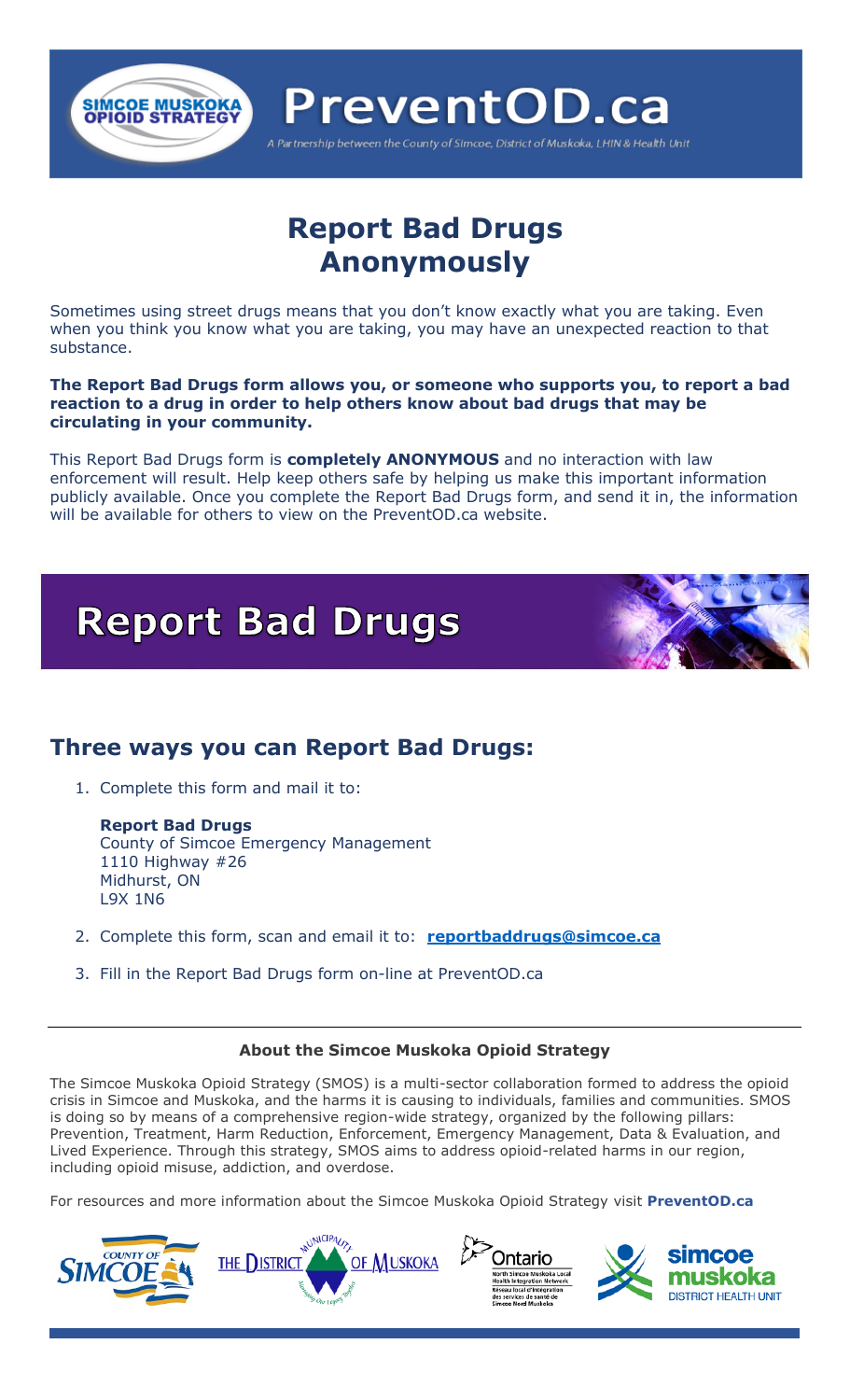**SIMCOE MUSKOKA OPIOID STRATEGY**

# PreventOD.ca

*A Partnership between the County of Simcoe, District of Muskoka, LHIN & Health Unit*

# Report Bad Drugs Anonymously

Sometimes using street drugs means that you don't know exactly what you are taking. Even when you think you know what you are taking, you may have an unexpected reaction to that substance.

**The Report Bad Drugs form allows you, or someone who supports you, to report a bad reaction to a drug in order to help others know about bad drugs that may be circulating in your community.**

This Report Bad Drugs form is **completely ANONYMOUS** and no interaction with law enforcement will result. Help keep others safe by helping us make this important information publicly available. Once you complete the Report Bad Drugs form, and send it in, the information will be available for others to view on the PreventOD.ca website.

# Report Bad Drugs

## Three ways you can Report Bad Drugs:

1. Complete this form and mail it to:

   **Report Bad Drugs**
   County of Simcoe Emergency Management
   1110 Highway #26
   Midhurst, ON
   L9X 1N6

2. Complete this form, scan and email it to: **reportbaddrugs@simcoe.ca**

3. Fill in the Report Bad Drugs form on-line at PreventOD.ca

---

### About the Simcoe Muskoka Opioid Strategy

The Simcoe Muskoka Opioid Strategy (SMOS) is a multi-sector collaboration formed to address the opioid crisis in Simcoe and Muskoka, and the harms it is causing to individuals, families and communities. SMOS is doing so by means of a comprehensive region-wide strategy, organized by the following pillars: Prevention, Treatment, Harm Reduction, Enforcement, Emergency Management, Data & Evaluation, and Lived Experience. Through this strategy, SMOS aims to address opioid-related harms in our region, including opioid misuse, addiction, and overdose.

For resources and more information about the Simcoe Muskoka Opioid Strategy visit **PreventOD.ca**

County of Simcoe | The District Municipality of Muskoka | Ontario – North Simcoe Muskoka Local Health Integration Network / Réseau local d'intégration des services de santé de Simcoe Nord Muskoka | Simcoe Muskoka District Health Unit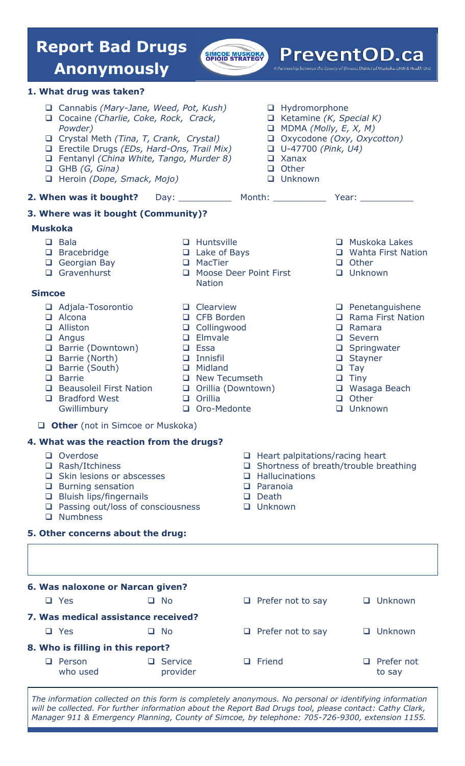# Report Bad Drugs Anonymously

SIMCOE MUSKOKA OPIOID STRATEGY

**PreventOD.ca**

A Partnership between the County of Simcoe, District of Muskoka, LHIN & Health Unit

**1. What drug was taken?**

- ❑ Cannabis *(Mary-Jane, Weed, Pot, Kush)*
- ❑ Cocaine *(Charlie, Coke, Rock, Crack, Powder)*
- ❑ Crystal Meth *(Tina, T, Crank, Crystal)*
- ❑ Erectile Drugs *(EDs, Hard-Ons, Trail Mix)*
- ❑ Fentanyl *(China White, Tango, Murder 8)*
- ❑ GHB *(G, Gina)*
- ❑ Heroin *(Dope, Smack, Mojo)*
- ❑ Hydromorphone
- ❑ Ketamine *(K, Special K)*
- ❑ MDMA *(Molly, E, X, M)*
- ❑ Oxycodone *(Oxy, Oxycotton)*
- ❑ U-47700 *(Pink, U4)*
- ❑ Xanax
- ❑ Other
- ❑ Unknown

**2. When was it bought?** Day: __________ Month: __________ Year: __________

**3. Where was it bought (Community)?**

**Muskoka**

- ❑ Bala
- ❑ Bracebridge
- ❑ Georgian Bay
- ❑ Gravenhurst
- ❑ Huntsville
- ❑ Lake of Bays
- ❑ MacTier
- ❑ Moose Deer Point First Nation
- ❑ Muskoka Lakes
- ❑ Wahta First Nation
- ❑ Other
- ❑ Unknown

**Simcoe**

- ❑ Adjala-Tosorontio
- ❑ Alcona
- ❑ Alliston
- ❑ Angus
- ❑ Barrie (Downtown)
- ❑ Barrie (North)
- ❑ Barrie (South)
- ❑ Barrie
- ❑ Beausoleil First Nation
- ❑ Bradford West Gwillimbury
- ❑ Clearview
- ❑ CFB Borden
- ❑ Collingwood
- ❑ Elmvale
- ❑ Essa
- ❑ Innisfil
- ❑ Midland
- ❑ New Tecumseth
- ❑ Orillia (Downtown)
- ❑ Orillia
- ❑ Oro-Medonte
- ❑ Penetanguishene
- ❑ Rama First Nation
- ❑ Ramara
- ❑ Severn
- ❑ Springwater
- ❑ Stayner
- ❑ Tay
- ❑ Tiny
- ❑ Wasaga Beach
- ❑ Other
- ❑ Unknown

❑ **Other** (not in Simcoe or Muskoka)

**4. What was the reaction from the drugs?**

- ❑ Overdose
- ❑ Rash/Itchiness
- ❑ Skin lesions or abscesses
- ❑ Burning sensation
- ❑ Bluish lips/fingernails
- ❑ Passing out/loss of consciousness
- ❑ Numbness
- ❑ Heart palpitations/racing heart
- ❑ Shortness of breath/trouble breathing
- ❑ Hallucinations
- ❑ Paranoia
- ❑ Death
- ❑ Unknown

**5. Other concerns about the drug:**

**6. Was naloxone or Narcan given?**

❑ Yes ❑ No ❑ Prefer not to say ❑ Unknown

**7. Was medical assistance received?**

❑ Yes ❑ No ❑ Prefer not to say ❑ Unknown

**8. Who is filling in this report?**

❑ Person who used ❑ Service provider ❑ Friend ❑ Prefer not to say

*The information collected on this form is completely anonymous. No personal or identifying information will be collected. For further information about the Report Bad Drugs tool, please contact: Cathy Clark, Manager 911 & Emergency Planning, County of Simcoe, by telephone: 705-726-9300, extension 1155.*